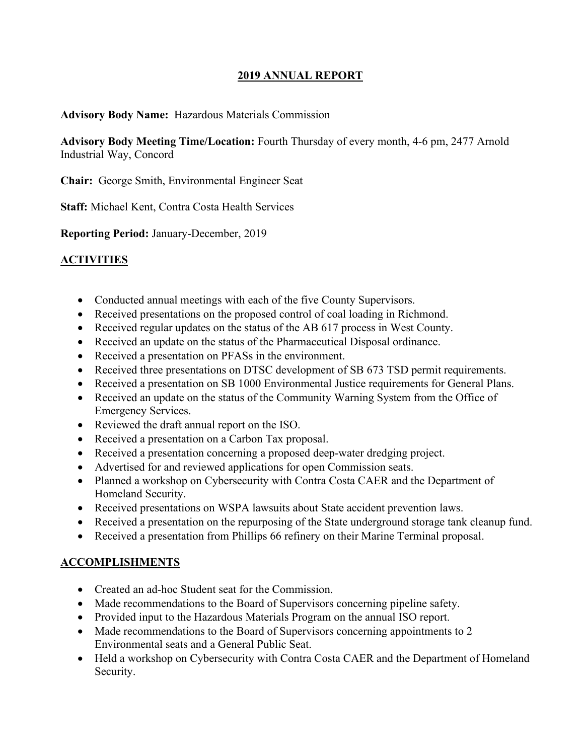# 2019 ANNUAL REPORT

**Advisory Body Name:** Hazardous Materials Commission

**Advisory Body Meeting Time/Location:** Fourth Thursday of every month, 4-6 pm, 2477 Arnold Industrial Way, Concord

**Chair:** George Smith, Environmental Engineer Seat

**Staff:** Michael Kent, Contra Costa Health Services

**Reporting Period:** January-December, 2019

## ACTIVITIES

- Conducted annual meetings with each of the five County Supervisors.
- Received presentations on the proposed control of coal loading in Richmond.
- Received regular updates on the status of the AB 617 process in West County.
- Received an update on the status of the Pharmaceutical Disposal ordinance.
- Received a presentation on PFASs in the environment.
- Received three presentations on DTSC development of SB 673 TSD permit requirements.
- Received a presentation on SB 1000 Environmental Justice requirements for General Plans.
- Received an update on the status of the Community Warning System from the Office of Emergency Services.
- Reviewed the draft annual report on the ISO.
- Received a presentation on a Carbon Tax proposal.
- Received a presentation concerning a proposed deep-water dredging project.
- Advertised for and reviewed applications for open Commission seats.
- Planned a workshop on Cybersecurity with Contra Costa CAER and the Department of Homeland Security.
- Received presentations on WSPA lawsuits about State accident prevention laws.
- Received a presentation on the repurposing of the State underground storage tank cleanup fund.
- Received a presentation from Phillips 66 refinery on their Marine Terminal proposal.

## ACCOMPLISHMENTS

- Created an ad-hoc Student seat for the Commission.
- Made recommendations to the Board of Supervisors concerning pipeline safety.
- Provided input to the Hazardous Materials Program on the annual ISO report.
- Made recommendations to the Board of Supervisors concerning appointments to 2 Environmental seats and a General Public Seat.
- Held a workshop on Cybersecurity with Contra Costa CAER and the Department of Homeland Security.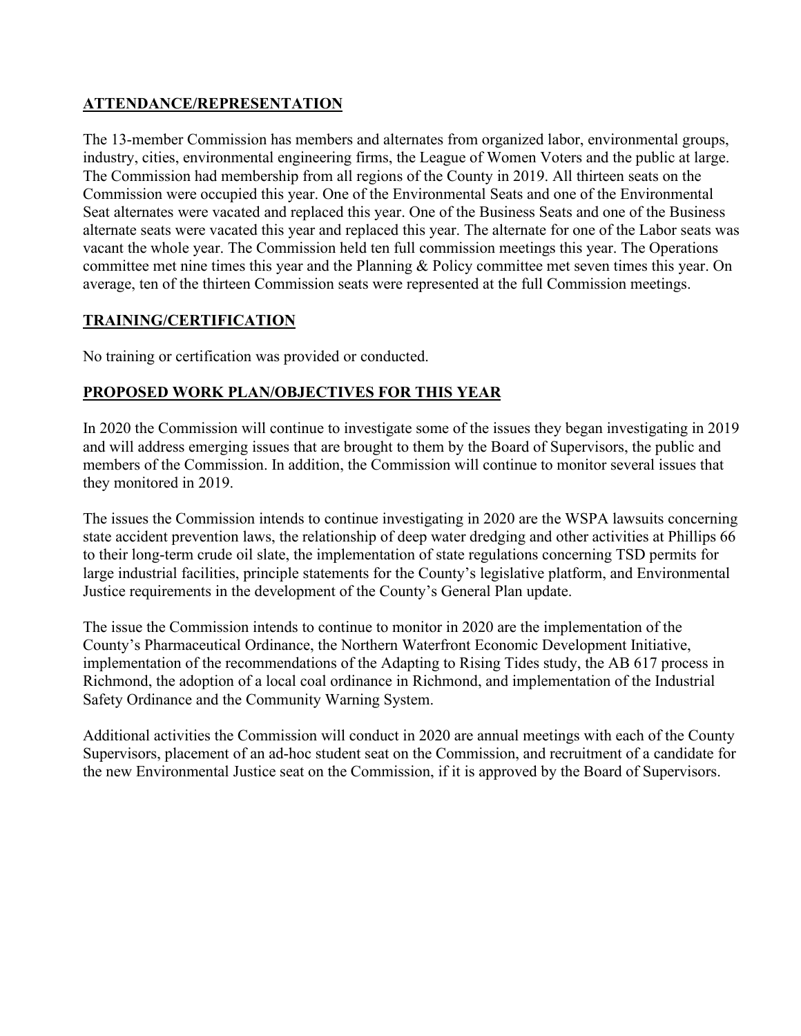## ATTENDANCE/REPRESENTATION

The 13-member Commission has members and alternates from organized labor, environmental groups, industry, cities, environmental engineering firms, the League of Women Voters and the public at large. The Commission had membership from all regions of the County in 2019. All thirteen seats on the Commission were occupied this year. One of the Environmental Seats and one of the Environmental Seat alternates were vacated and replaced this year. One of the Business Seats and one of the Business alternate seats were vacated this year and replaced this year. The alternate for one of the Labor seats was vacant the whole year. The Commission held ten full commission meetings this year. The Operations committee met nine times this year and the Planning & Policy committee met seven times this year. On average, ten of the thirteen Commission seats were represented at the full Commission meetings.

## TRAINING/CERTIFICATION

No training or certification was provided or conducted.

## PROPOSED WORK PLAN/OBJECTIVES FOR THIS YEAR

In 2020 the Commission will continue to investigate some of the issues they began investigating in 2019 and will address emerging issues that are brought to them by the Board of Supervisors, the public and members of the Commission. In addition, the Commission will continue to monitor several issues that they monitored in 2019.

The issues the Commission intends to continue investigating in 2020 are the WSPA lawsuits concerning state accident prevention laws, the relationship of deep water dredging and other activities at Phillips 66 to their long-term crude oil slate, the implementation of state regulations concerning TSD permits for large industrial facilities, principle statements for the County's legislative platform, and Environmental Justice requirements in the development of the County's General Plan update.

The issue the Commission intends to continue to monitor in 2020 are the implementation of the County's Pharmaceutical Ordinance, the Northern Waterfront Economic Development Initiative, implementation of the recommendations of the Adapting to Rising Tides study, the AB 617 process in Richmond, the adoption of a local coal ordinance in Richmond, and implementation of the Industrial Safety Ordinance and the Community Warning System.

Additional activities the Commission will conduct in 2020 are annual meetings with each of the County Supervisors, placement of an ad-hoc student seat on the Commission, and recruitment of a candidate for the new Environmental Justice seat on the Commission, if it is approved by the Board of Supervisors.